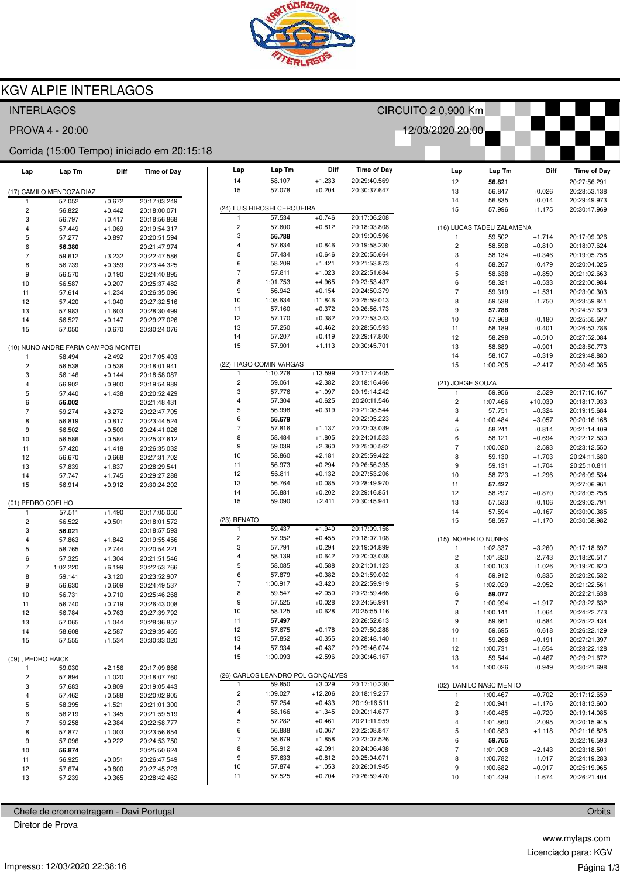# KGV ALPIE INTERLAGOS

INTERLAGOS — CIRCUITO 2 0,900 Km

PROVA 4 - 20:00 — 12/03/2020 20:00

Corrida (15:00 Tempo) iniciado em 20:15:18

### (17) CAMILO MENDOZA DIAZ

| Lap | Lap Tm | Diff | Time of Day |
|---|---|---|---|
| 1 | 57.052 | +0.672 | 20:17:03.249 |
| 2 | 56.822 | +0.442 | 20:18:00.071 |
| 3 | 56.797 | +0.417 | 20:18:56.868 |
| 4 | 57.449 | +1.069 | 20:19:54.317 |
| 5 | 57.277 | +0.897 | 20:20:51.594 |
| 6 | **56.380** | | 20:21:47.974 |
| 7 | 59.612 | +3.232 | 20:22:47.586 |
| 8 | 56.739 | +0.359 | 20:23:44.325 |
| 9 | 56.570 | +0.190 | 20:24:40.895 |
| 10 | 56.587 | +0.207 | 20:25:37.482 |
| 11 | 57.614 | +1.234 | 20:26:35.096 |
| 12 | 57.420 | +1.040 | 20:27:32.516 |
| 13 | 57.983 | +1.603 | 20:28:30.499 |
| 14 | 56.527 | +0.147 | 20:29:27.026 |
| 15 | 57.050 | +0.670 | 20:30:24.076 |

### (10) NUNO ANDRE FARIA CAMPOS MONTEI

| Lap | Lap Tm | Diff | Time of Day |
|---|---|---|---|
| 1 | 58.494 | +2.492 | 20:17:05.403 |
| 2 | 56.538 | +0.536 | 20:18:01.941 |
| 3 | 56.146 | +0.144 | 20:18:58.087 |
| 4 | 56.902 | +0.900 | 20:19:54.989 |
| 5 | 57.440 | +1.438 | 20:20:52.429 |
| 6 | **56.002** | | 20:21:48.431 |
| 7 | 59.274 | +3.272 | 20:22:47.705 |
| 8 | 56.819 | +0.817 | 20:23:44.524 |
| 9 | 56.502 | +0.500 | 20:24:41.026 |
| 10 | 56.586 | +0.584 | 20:25:37.612 |
| 11 | 57.420 | +1.418 | 20:26:35.032 |
| 12 | 56.670 | +0.668 | 20:27:31.702 |
| 13 | 57.839 | +1.837 | 20:28:29.541 |
| 14 | 57.747 | +1.745 | 20:29:27.288 |
| 15 | 56.914 | +0.912 | 20:30:24.202 |

### (01) PEDRO COELHO

| Lap | Lap Tm | Diff | Time of Day |
|---|---|---|---|
| 1 | 57.511 | +1.490 | 20:17:05.050 |
| 2 | 56.522 | +0.501 | 20:18:01.572 |
| 3 | **56.021** | | 20:18:57.593 |
| 4 | 57.863 | +1.842 | 20:19:55.456 |
| 5 | 58.765 | +2.744 | 20:20:54.221 |
| 6 | 57.325 | +1.304 | 20:21:51.546 |
| 7 | 1:02.220 | +6.199 | 20:22:53.766 |
| 8 | 59.141 | +3.120 | 20:23:52.907 |
| 9 | 56.630 | +0.609 | 20:24:49.537 |
| 10 | 56.731 | +0.710 | 20:25:46.268 |
| 11 | 56.740 | +0.719 | 20:26:43.008 |
| 12 | 56.784 | +0.763 | 20:27:39.792 |
| 13 | 57.065 | +1.044 | 20:28:36.857 |
| 14 | 58.608 | +2.587 | 20:29:35.465 |
| 15 | 57.555 | +1.534 | 20:30:33.020 |

### (09) , PEDRO HAICK

| Lap | Lap Tm | Diff | Time of Day |
|---|---|---|---|
| 1 | 59.030 | +2.156 | 20:17:09.866 |
| 2 | 57.894 | +1.020 | 20:18:07.760 |
| 3 | 57.683 | +0.809 | 20:19:05.443 |
| 4 | 57.462 | +0.588 | 20:20:02.905 |
| 5 | 58.395 | +1.521 | 20:21:01.300 |
| 6 | 58.219 | +1.345 | 20:21:59.519 |
| 7 | 59.258 | +2.384 | 20:22:58.777 |
| 8 | 57.877 | +1.003 | 20:23:56.654 |
| 9 | 57.096 | +0.222 | 20:24:53.750 |
| 10 | **56.874** | | 20:25:50.624 |
| 11 | 56.925 | +0.051 | 20:26:47.549 |
| 12 | 57.674 | +0.800 | 20:27:45.223 |
| 13 | 57.239 | +0.365 | 20:28:42.462 |
| 14 | 58.107 | +1.233 | 20:29:40.569 |
| 15 | 57.078 | +0.204 | 20:30:37.647 |

### (24) LUIS HIROSHI CERQUEIRA

| Lap | Lap Tm | Diff | Time of Day |
|---|---|---|---|
| 1 | 57.534 | +0.746 | 20:17:06.208 |
| 2 | 57.600 | +0.812 | 20:18:03.808 |
| 3 | **56.788** | | 20:19:00.596 |
| 4 | 57.634 | +0.846 | 20:19:58.230 |
| 5 | 57.434 | +0.646 | 20:20:55.664 |
| 6 | 58.209 | +1.421 | 20:21:53.873 |
| 7 | 57.811 | +1.023 | 20:22:51.684 |
| 8 | 1:01.753 | +4.965 | 20:23:53.437 |
| 9 | 56.942 | +0.154 | 20:24:50.379 |
| 10 | 1:08.634 | +11.846 | 20:25:59.013 |
| 11 | 57.160 | +0.372 | 20:26:56.173 |
| 12 | 57.170 | +0.382 | 20:27:53.343 |
| 13 | 57.250 | +0.462 | 20:28:50.593 |
| 14 | 57.207 | +0.419 | 20:29:47.800 |
| 15 | 57.901 | +1.113 | 20:30:45.701 |

### (22) TIAGO COMIN VARGAS

| Lap | Lap Tm | Diff | Time of Day |
|---|---|---|---|
| 1 | 1:10.278 | +13.599 | 20:17:17.405 |
| 2 | 59.061 | +2.382 | 20:18:16.466 |
| 3 | 57.776 | +1.097 | 20:19:14.242 |
| 4 | 57.304 | +0.625 | 20:20:11.546 |
| 5 | 56.998 | +0.319 | 20:21:08.544 |
| 6 | **56.679** | | 20:22:05.223 |
| 7 | 57.816 | +1.137 | 20:23:03.039 |
| 8 | 58.484 | +1.805 | 20:24:01.523 |
| 9 | 59.039 | +2.360 | 20:25:00.562 |
| 10 | 58.860 | +2.181 | 20:25:59.422 |
| 11 | 56.973 | +0.294 | 20:26:56.395 |
| 12 | 56.811 | +0.132 | 20:27:53.206 |
| 13 | 56.764 | +0.085 | 20:28:49.970 |
| 14 | 56.881 | +0.202 | 20:29:46.851 |
| 15 | 59.090 | +2.411 | 20:30:45.941 |

### (23) RENATO

| Lap | Lap Tm | Diff | Time of Day |
|---|---|---|---|
| 1 | 59.437 | +1.940 | 20:17:09.156 |
| 2 | 57.952 | +0.455 | 20:18:07.108 |
| 3 | 57.791 | +0.294 | 20:19:04.899 |
| 4 | 58.139 | +0.642 | 20:20:03.038 |
| 5 | 58.085 | +0.588 | 20:21:01.123 |
| 6 | 57.879 | +0.382 | 20:21:59.002 |
| 7 | 1:00.917 | +3.420 | 20:22:59.919 |
| 8 | 59.547 | +2.050 | 20:23:59.466 |
| 9 | 57.525 | +0.028 | 20:24:56.991 |
| 10 | 58.125 | +0.628 | 20:25:55.116 |
| 11 | **57.497** | | 20:26:52.613 |
| 12 | 57.675 | +0.178 | 20:27:50.288 |
| 13 | 57.852 | +0.355 | 20:28:48.140 |
| 14 | 57.934 | +0.437 | 20:29:46.074 |
| 15 | 1:00.093 | +2.596 | 20:30:46.167 |

### (26) CARLOS LEANDRO POL GONÇALVES

| Lap | Lap Tm | Diff | Time of Day |
|---|---|---|---|
| 1 | 59.850 | +3.029 | 20:17:10.230 |
| 2 | 1:09.027 | +12.206 | 20:18:19.257 |
| 3 | 57.254 | +0.433 | 20:19:16.511 |
| 4 | 58.166 | +1.345 | 20:20:14.677 |
| 5 | 57.282 | +0.461 | 20:21:11.959 |
| 6 | 56.888 | +0.067 | 20:22:08.847 |
| 7 | 58.679 | +1.858 | 20:23:07.526 |
| 8 | 58.912 | +2.091 | 20:24:06.438 |
| 9 | 57.633 | +0.812 | 20:25:04.071 |
| 10 | 57.874 | +1.053 | 20:26:01.945 |
| 11 | 57.525 | +0.704 | 20:26:59.470 |
| 12 | **56.821** | | 20:27:56.291 |
| 13 | 56.847 | +0.026 | 20:28:53.138 |
| 14 | 56.835 | +0.014 | 20:29:49.973 |
| 15 | 57.996 | +1.175 | 20:30:47.969 |

### (16) LUCAS TADEU ZALAMENA

| Lap | Lap Tm | Diff | Time of Day |
|---|---|---|---|
| 1 | 59.502 | +1.714 | 20:17:09.026 |
| 2 | 58.598 | +0.810 | 20:18:07.624 |
| 3 | 58.134 | +0.346 | 20:19:05.758 |
| 4 | 58.267 | +0.479 | 20:20:04.025 |
| 5 | 58.638 | +0.850 | 20:21:02.663 |
| 6 | 58.321 | +0.533 | 20:22:00.984 |
| 7 | 59.319 | +1.531 | 20:23:00.303 |
| 8 | 59.538 | +1.750 | 20:23:59.841 |
| 9 | **57.788** | | 20:24:57.629 |
| 10 | 57.968 | +0.180 | 20:25:55.597 |
| 11 | 58.189 | +0.401 | 20:26:53.786 |
| 12 | 58.298 | +0.510 | 20:27:52.084 |
| 13 | 58.689 | +0.901 | 20:28:50.773 |
| 14 | 58.107 | +0.319 | 20:29:48.880 |
| 15 | 1:00.205 | +2.417 | 20:30:49.085 |

### (21) JORGE SOUZA

| Lap | Lap Tm | Diff | Time of Day |
|---|---|---|---|
| 1 | 59.956 | +2.529 | 20:17:10.467 |
| 2 | 1:07.466 | +10.039 | 20:18:17.933 |
| 3 | 57.751 | +0.324 | 20:19:15.684 |
| 4 | 1:00.484 | +3.057 | 20:20:16.168 |
| 5 | 58.241 | +0.814 | 20:21:14.409 |
| 6 | 58.121 | +0.694 | 20:22:12.530 |
| 7 | 1:00.020 | +2.593 | 20:23:12.550 |
| 8 | 59.130 | +1.703 | 20:24:11.680 |
| 9 | 59.131 | +1.704 | 20:25:10.811 |
| 10 | 58.723 | +1.296 | 20:26:09.534 |
| 11 | **57.427** | | 20:27:06.961 |
| 12 | 58.297 | +0.870 | 20:28:05.258 |
| 13 | 57.533 | +0.106 | 20:29:02.791 |
| 14 | 57.594 | +0.167 | 20:30:00.385 |
| 15 | 58.597 | +1.170 | 20:30:58.982 |

### (15) NOBERTO NUNES

| Lap | Lap Tm | Diff | Time of Day |
|---|---|---|---|
| 1 | 1:02.337 | +3.260 | 20:17:18.697 |
| 2 | 1:01.820 | +2.743 | 20:18:20.517 |
| 3 | 1:00.103 | +1.026 | 20:19:20.620 |
| 4 | 59.912 | +0.835 | 20:20:20.532 |
| 5 | 1:02.029 | +2.952 | 20:21:22.561 |
| 6 | **59.077** | | 20:22:21.638 |
| 7 | 1:00.994 | +1.917 | 20:23:22.632 |
| 8 | 1:00.141 | +1.064 | 20:24:22.773 |
| 9 | 59.661 | +0.584 | 20:25:22.434 |
| 10 | 59.695 | +0.618 | 20:26:22.129 |
| 11 | 59.268 | +0.191 | 20:27:21.397 |
| 12 | 1:00.731 | +1.654 | 20:28:22.128 |
| 13 | 59.544 | +0.467 | 20:29:21.672 |
| 14 | 1:00.026 | +0.949 | 20:30:21.698 |

### (02) DANILO NASCIMENTO

| Lap | Lap Tm | Diff | Time of Day |
|---|---|---|---|
| 1 | 1:00.467 | +0.702 | 20:17:12.659 |
| 2 | 1:00.941 | +1.176 | 20:18:13.600 |
| 3 | 1:00.485 | +0.720 | 20:19:14.085 |
| 4 | 1:01.860 | +2.095 | 20:20:15.945 |
| 5 | 1:00.883 | +1.118 | 20:21:16.828 |
| 6 | **59.765** | | 20:22:16.593 |
| 7 | 1:01.908 | +2.143 | 20:23:18.501 |
| 8 | 1:00.782 | +1.017 | 20:24:19.283 |
| 9 | 1:00.682 | +0.917 | 20:25:19.965 |
| 10 | 1:01.439 | +1.674 | 20:26:21.404 |

Chefe de cronometragem - Davi Portugal — Orbits

Diretor de Prova

www.mylaps.com

Licenciado para: KGV

Impresso: 12/03/2020 22:38:16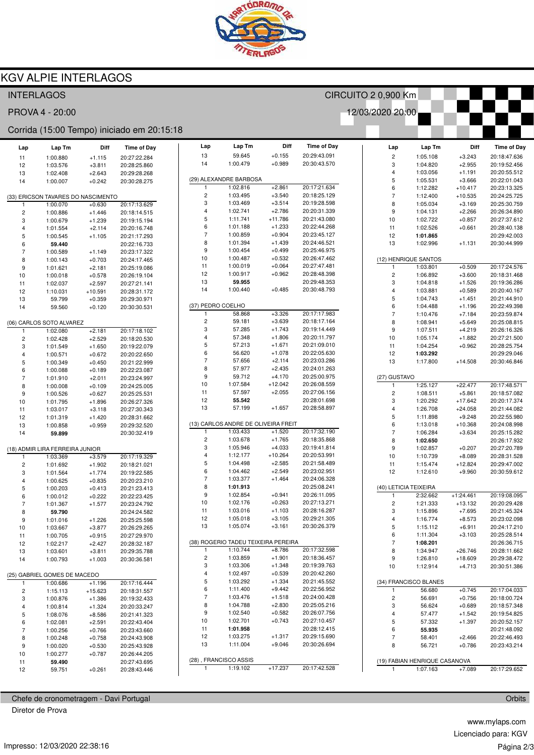# KGV ALPIE INTERLAGOS

INTERLAGOS — CIRCUITO 2 0,900 Km

PROVA 4 - 20:00 — 12/03/2020 20:00

Corrida (15:00 Tempo) iniciado em 20:15:18

| Lap | Lap Tm | Diff | Time of Day |
|---|---|---|---|
| 11 | 1:00.880 | +1.115 | 20:27:22.284 |
| 12 | 1:03.576 | +3.811 | 20:28:25.860 |
| 13 | 1:02.408 | +2.643 | 20:29:28.268 |
| 14 | 1:00.007 | +0.242 | 20:30:28.275 |

### (33) ERICSON TAVARES DO NASCIMENTO

| Lap | Lap Tm | Diff | Time of Day |
|---|---|---|---|
| 1 | 1:00.070 | +0.630 | 20:17:13.629 |
| 2 | 1:00.886 | +1.446 | 20:18:14.515 |
| 3 | 1:00.679 | +1.239 | 20:19:15.194 |
| 4 | 1:01.554 | +2.114 | 20:20:16.748 |
| 5 | 1:00.545 | +1.105 | 20:21:17.293 |
| 6 | **59.440** | | 20:22:16.733 |
| 7 | 1:00.589 | +1.149 | 20:23:17.322 |
| 8 | 1:00.143 | +0.703 | 20:24:17.465 |
| 9 | 1:01.621 | +2.181 | 20:25:19.086 |
| 10 | 1:00.018 | +0.578 | 20:26:19.104 |
| 11 | 1:02.037 | +2.597 | 20:27:21.141 |
| 12 | 1:10.031 | +10.591 | 20:28:31.172 |
| 13 | 59.799 | +0.359 | 20:29:30.971 |
| 14 | 59.560 | +0.120 | 20:30:30.531 |

### (06) CARLOS SOTO ALVAREZ

| Lap | Lap Tm | Diff | Time of Day |
|---|---|---|---|
| 1 | 1:02.080 | +2.181 | 20:17:18.102 |
| 2 | 1:02.428 | +2.529 | 20:18:20.530 |
| 3 | 1:01.549 | +1.650 | 20:19:22.079 |
| 4 | 1:00.571 | +0.672 | 20:20:22.650 |
| 5 | 1:00.349 | +0.450 | 20:21:22.999 |
| 6 | 1:00.088 | +0.189 | 20:22:23.087 |
| 7 | 1:01.910 | +2.011 | 20:23:24.997 |
| 8 | 1:00.008 | +0.109 | 20:24:25.005 |
| 9 | 1:00.526 | +0.627 | 20:25:25.531 |
| 10 | 1:01.795 | +1.896 | 20:26:27.326 |
| 11 | 1:03.017 | +3.118 | 20:27:30.343 |
| 12 | 1:01.319 | +1.420 | 20:28:31.662 |
| 13 | 1:00.858 | +0.959 | 20:29:32.520 |
| 14 | **59.899** | | 20:30:32.419 |

### (18) ADMIR LIRA FERREIRA JUNIOR

| Lap | Lap Tm | Diff | Time of Day |
|---|---|---|---|
| 1 | 1:03.369 | +3.579 | 20:17:19.329 |
| 2 | 1:01.692 | +1.902 | 20:18:21.021 |
| 3 | 1:01.564 | +1.774 | 20:19:22.585 |
| 4 | 1:00.625 | +0.835 | 20:20:23.210 |
| 5 | 1:00.203 | +0.413 | 20:21:23.413 |
| 6 | 1:00.012 | +0.222 | 20:22:23.425 |
| 7 | 1:01.367 | +1.577 | 20:23:24.792 |
| 8 | **59.790** | | 20:24:24.582 |
| 9 | 1:01.016 | +1.226 | 20:25:25.598 |
| 10 | 1:03.667 | +3.877 | 20:26:29.265 |
| 11 | 1:00.705 | +0.915 | 20:27:29.970 |
| 12 | 1:02.217 | +2.427 | 20:28:32.187 |
| 13 | 1:03.601 | +3.811 | 20:29:35.788 |
| 14 | 1:00.793 | +1.003 | 20:30:36.581 |

### (25) GABRIEL GOMES DE MACEDO

| Lap | Lap Tm | Diff | Time of Day |
|---|---|---|---|
| 1 | 1:00.686 | +1.196 | 20:17:16.444 |
| 2 | 1:15.113 | +15.623 | 20:18:31.557 |
| 3 | 1:00.876 | +1.386 | 20:19:32.433 |
| 4 | 1:00.814 | +1.324 | 20:20:33.247 |
| 5 | 1:08.076 | +8.586 | 20:21:41.323 |
| 6 | 1:02.081 | +2.591 | 20:22:43.404 |
| 7 | 1:00.256 | +0.766 | 20:23:43.660 |
| 8 | 1:00.248 | +0.758 | 20:24:43.908 |
| 9 | 1:00.020 | +0.530 | 20:25:43.928 |
| 10 | 1:00.277 | +0.787 | 20:26:44.205 |
| 11 | **59.490** | | 20:27:43.695 |
| 12 | 59.751 | +0.261 | 20:28:43.446 |
| 13 | 59.645 | +0.155 | 20:29:43.091 |
| 14 | 1:00.479 | +0.989 | 20:30:43.570 |

### (29) ALEXANDRE BARBOSA

| Lap | Lap Tm | Diff | Time of Day |
|---|---|---|---|
| 1 | 1:02.816 | +2.861 | 20:17:21.634 |
| 2 | 1:03.495 | +3.540 | 20:18:25.129 |
| 3 | 1:03.469 | +3.514 | 20:19:28.598 |
| 4 | 1:02.741 | +2.786 | 20:20:31.339 |
| 5 | 1:11.741 | +11.786 | 20:21:43.080 |
| 6 | 1:01.188 | +1.233 | 20:22:44.268 |
| 7 | 1:00.859 | +0.904 | 20:23:45.127 |
| 8 | 1:01.394 | +1.439 | 20:24:46.521 |
| 9 | 1:00.454 | +0.499 | 20:25:46.975 |
| 10 | 1:00.487 | +0.532 | 20:26:47.462 |
| 11 | 1:00.019 | +0.064 | 20:27:47.481 |
| 12 | 1:00.917 | +0.962 | 20:28:48.398 |
| 13 | **59.955** | | 20:29:48.353 |
| 14 | 1:00.440 | +0.485 | 20:30:48.793 |

### (37) PEDRO COELHO

| Lap | Lap Tm | Diff | Time of Day |
|---|---|---|---|
| 1 | 58.868 | +3.326 | 20:17:17.983 |
| 2 | 59.181 | +3.639 | 20:18:17.164 |
| 3 | 57.285 | +1.743 | 20:19:14.449 |
| 4 | 57.348 | +1.806 | 20:20:11.797 |
| 5 | 57.213 | +1.671 | 20:21:09.010 |
| 6 | 56.620 | +1.078 | 20:22:05.630 |
| 7 | 57.656 | +2.114 | 20:23:03.286 |
| 8 | 57.977 | +2.435 | 20:24:01.263 |
| 9 | 59.712 | +4.170 | 20:25:00.975 |
| 10 | 1:07.584 | +12.042 | 20:26:08.559 |
| 11 | 57.597 | +2.055 | 20:27:06.156 |
| 12 | **55.542** | | 20:28:01.698 |
| 13 | 57.199 | +1.657 | 20:28:58.897 |

### (13) CARLOS ANDRE DE OLIVEIRA FREIT

| Lap | Lap Tm | Diff | Time of Day |
|---|---|---|---|
| 1 | 1:03.433 | +1.520 | 20:17:32.190 |
| 2 | 1:03.678 | +1.765 | 20:18:35.868 |
| 3 | 1:05.946 | +4.033 | 20:19:41.814 |
| 4 | 1:12.177 | +10.264 | 20:20:53.991 |
| 5 | 1:04.498 | +2.585 | 20:21:58.489 |
| 6 | 1:04.462 | +2.549 | 20:23:02.951 |
| 7 | 1:03.377 | +1.464 | 20:24:06.328 |
| 8 | **1:01.913** | | 20:25:08.241 |
| 9 | 1:02.854 | +0.941 | 20:26:11.095 |
| 10 | 1:02.176 | +0.263 | 20:27:13.271 |
| 11 | 1:03.016 | +1.103 | 20:28:16.287 |
| 12 | 1:05.018 | +3.105 | 20:29:21.305 |
| 13 | 1:05.074 | +3.161 | 20:30:26.379 |

### (38) ROGERIO TADEU TEIXEIRA PEREIRA

| Lap | Lap Tm | Diff | Time of Day |
|---|---|---|---|
| 1 | 1:10.744 | +8.786 | 20:17:32.598 |
| 2 | 1:03.859 | +1.901 | 20:18:36.457 |
| 3 | 1:03.306 | +1.348 | 20:19:39.763 |
| 4 | 1:02.497 | +0.539 | 20:20:42.260 |
| 5 | 1:03.292 | +1.334 | 20:21:45.552 |
| 6 | 1:11.400 | +9.442 | 20:22:56.952 |
| 7 | 1:03.476 | +1.518 | 20:24:00.428 |
| 8 | 1:04.788 | +2.830 | 20:25:05.216 |
| 9 | 1:02.540 | +0.582 | 20:26:07.756 |
| 10 | 1:02.701 | +0.743 | 20:27:10.457 |
| 11 | **1:01.958** | | 20:28:12.415 |
| 12 | 1:03.275 | +1.317 | 20:29:15.690 |
| 13 | 1:11.004 | +9.046 | 20:30:26.694 |

### (28) , FRANCISCO ASSIS

| Lap | Lap Tm | Diff | Time of Day |
|---|---|---|---|
| 1 | 1:19.102 | +17.237 | 20:17:42.528 |
| 2 | 1:05.108 | +3.243 | 20:18:47.636 |
| 3 | 1:04.820 | +2.955 | 20:19:52.456 |
| 4 | 1:03.056 | +1.191 | 20:20:55.512 |
| 5 | 1:05.531 | +3.666 | 20:22:01.043 |
| 6 | 1:12.282 | +10.417 | 20:23:13.325 |
| 7 | 1:12.400 | +10.535 | 20:24:25.725 |
| 8 | 1:05.034 | +3.169 | 20:25:30.759 |
| 9 | 1:04.131 | +2.266 | 20:26:34.890 |
| 10 | 1:02.722 | +0.857 | 20:27:37.612 |
| 11 | 1:02.526 | +0.661 | 20:28:40.138 |
| 12 | **1:01.865** | | 20:29:42.003 |
| 13 | 1:02.996 | +1.131 | 20:30:44.999 |

### (12) HENRIQUE SANTOS

| Lap | Lap Tm | Diff | Time of Day |
|---|---|---|---|
| 1 | 1:03.801 | +0.509 | 20:17:24.576 |
| 2 | 1:06.892 | +3.600 | 20:18:31.468 |
| 3 | 1:04.818 | +1.526 | 20:19:36.286 |
| 4 | 1:03.881 | +0.589 | 20:20:40.167 |
| 5 | 1:04.743 | +1.451 | 20:21:44.910 |
| 6 | 1:04.488 | +1.196 | 20:22:49.398 |
| 7 | 1:10.476 | +7.184 | 20:23:59.874 |
| 8 | 1:08.941 | +5.649 | 20:25:08.815 |
| 9 | 1:07.511 | +4.219 | 20:26:16.326 |
| 10 | 1:05.174 | +1.882 | 20:27:21.500 |
| 11 | 1:04.254 | +0.962 | 20:28:25.754 |
| 12 | **1:03.292** | | 20:29:29.046 |
| 13 | 1:17.800 | +14.508 | 20:30:46.846 |

### (27) GUSTAVO

| Lap | Lap Tm | Diff | Time of Day |
|---|---|---|---|
| 1 | 1:25.127 | +22.477 | 20:17:48.571 |
| 2 | 1:08.511 | +5.861 | 20:18:57.082 |
| 3 | 1:20.292 | +17.642 | 20:20:17.374 |
| 4 | 1:26.708 | +24.058 | 20:21:44.082 |
| 5 | 1:11.898 | +9.248 | 20:22:55.980 |
| 6 | 1:13.018 | +10.368 | 20:24:08.998 |
| 7 | 1:06.284 | +3.634 | 20:25:15.282 |
| 8 | **1:02.650** | | 20:26:17.932 |
| 9 | 1:02.857 | +0.207 | 20:27:20.789 |
| 10 | 1:10.739 | +8.089 | 20:28:31.528 |
| 11 | 1:15.474 | +12.824 | 20:29:47.002 |
| 12 | 1:12.610 | +9.960 | 20:30:59.612 |

### (40) LETICIA TEIXEIRA

| Lap | Lap Tm | Diff | Time of Day |
|---|---|---|---|
| 1 | 2:32.662 | +1:24.461 | 20:19:08.095 |
| 2 | 1:21.333 | +13.132 | 20:20:29.428 |
| 3 | 1:15.896 | +7.695 | 20:21:45.324 |
| 4 | 1:16.774 | +8.573 | 20:23:02.098 |
| 5 | 1:15.112 | +6.911 | 20:24:17.210 |
| 6 | 1:11.304 | +3.103 | 20:25:28.514 |
| 7 | **1:08.201** | | 20:26:36.715 |
| 8 | 1:34.947 | +26.746 | 20:28:11.662 |
| 9 | 1:26.810 | +18.609 | 20:29:38.472 |
| 10 | 1:12.914 | +4.713 | 20:30:51.386 |

### (34) FRANCISCO BLANES

| Lap | Lap Tm | Diff | Time of Day |
|---|---|---|---|
| 1 | 56.680 | +0.745 | 20:17:04.033 |
| 2 | 56.691 | +0.756 | 20:18:00.724 |
| 3 | 56.624 | +0.689 | 20:18:57.348 |
| 4 | 57.477 | +1.542 | 20:19:54.825 |
| 5 | 57.332 | +1.397 | 20:20:52.157 |
| 6 | **55.935** | | 20:21:48.092 |
| 7 | 58.401 | +2.466 | 20:22:46.493 |
| 8 | 56.721 | +0.786 | 20:23:43.214 |

### (19) FABIAN HENRIQUE CASANOVA

| Lap | Lap Tm | Diff | Time of Day |
|---|---|---|---|
| 1 | 1:07.163 | +7.089 | 20:17:29.652 |

Chefe de cronometragem - Davi Portugal — Orbits

Diretor de Prova

www.mylaps.com

Licenciado para: KGV

Impresso: 12/03/2020 22:38:16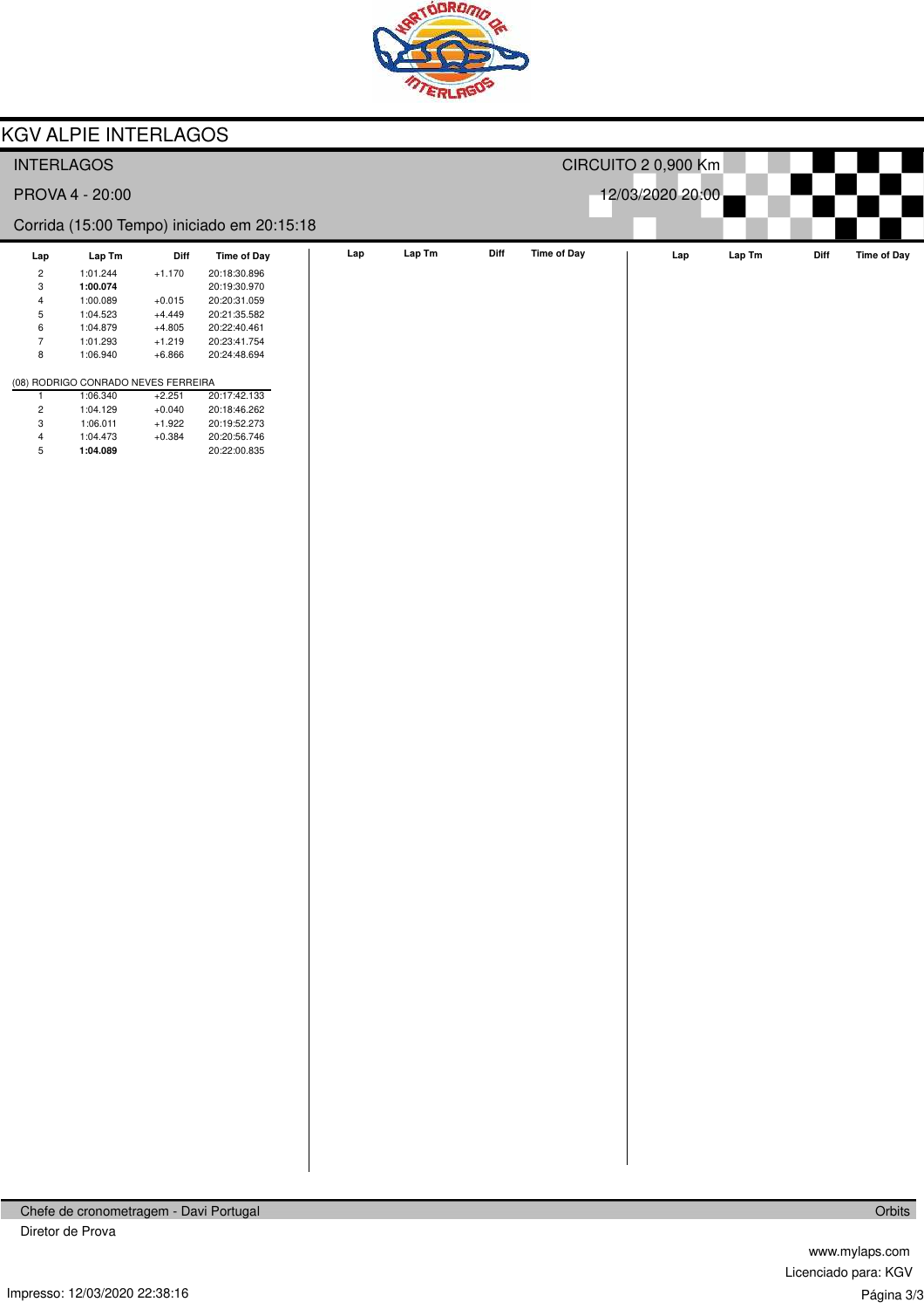KGV ALPIE INTERLAGOS

INTERLAGOS — CIRCUITO 2 0,900 Km

PROVA 4 - 20:00 — 12/03/2020 20:00

Corrida (15:00 Tempo) iniciado em 20:15:18

| Lap | Lap Tm | Diff | Time of Day |
|---|---|---|---|
| 2 | 1:01.244 | +1.170 | 20:18:30.896 |
| 3 | **1:00.074** | | 20:19:30.970 |
| 4 | 1:00.089 | +0.015 | 20:20:31.059 |
| 5 | 1:04.523 | +4.449 | 20:21:35.582 |
| 6 | 1:04.879 | +4.805 | 20:22:40.461 |
| 7 | 1:01.293 | +1.219 | 20:23:41.754 |
| 8 | 1:06.940 | +6.866 | 20:24:48.694 |

(08) RODRIGO CONRADO NEVES FERREIRA

| Lap | Lap Tm | Diff | Time of Day |
|---|---|---|---|
| 1 | 1:06.340 | +2.251 | 20:17:42.133 |
| 2 | 1:04.129 | +0.040 | 20:18:46.262 |
| 3 | 1:06.011 | +1.922 | 20:19:52.273 |
| 4 | 1:04.473 | +0.384 | 20:20:56.746 |
| 5 | **1:04.089** | | 20:22:00.835 |

Chefe de cronometragem - Davi Portugal

Diretor de Prova

Orbits

www.mylaps.com

Licenciado para: KGV

Impresso: 12/03/2020 22:38:16